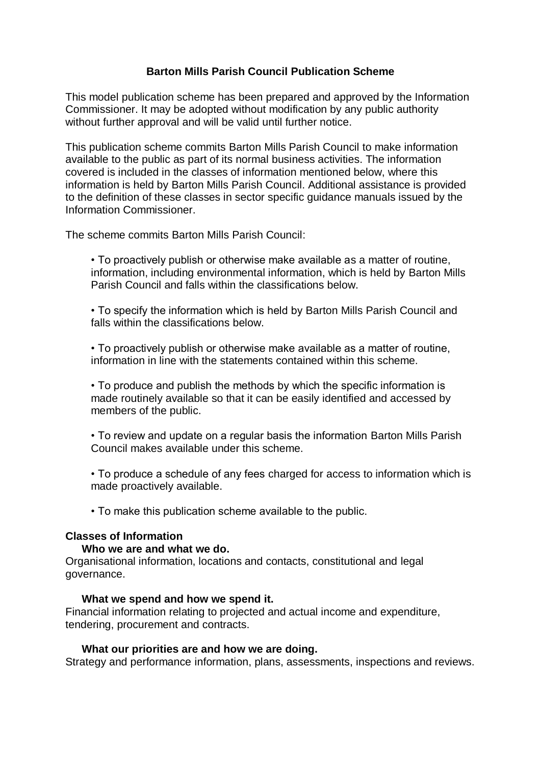# Barton Mills Parish Council Publication Scheme

This model publication scheme has been prepared and approved by the Information Commissioner. It may be adopted without modification by any public authority without further approval and will be valid until further notice.

This publication scheme commits Barton Mills Parish Council to make information available to the public as part of its normal business activities. The information covered is included in the classes of information mentioned below, where this information is held by Barton Mills Parish Council. Additional assistance is provided to the definition of these classes in sector specific guidance manuals issued by the Information Commissioner.

The scheme commits Barton Mills Parish Council:

- To proactively publish or otherwise make available as a matter of routine, information, including environmental information, which is held by Barton Mills Parish Council and falls within the classifications below.
- To specify the information which is held by Barton Mills Parish Council and falls within the classifications below.
- To proactively publish or otherwise make available as a matter of routine, information in line with the statements contained within this scheme.
- To produce and publish the methods by which the specific information is made routinely available so that it can be easily identified and accessed by members of the public.
- To review and update on a regular basis the information Barton Mills Parish Council makes available under this scheme.
- To produce a schedule of any fees charged for access to information which is made proactively available.
- To make this publication scheme available to the public.

## Classes of Information

### Who we are and what we do.

Organisational information, locations and contacts, constitutional and legal governance.

### What we spend and how we spend it.

Financial information relating to projected and actual income and expenditure, tendering, procurement and contracts.

### What our priorities are and how we are doing.

Strategy and performance information, plans, assessments, inspections and reviews.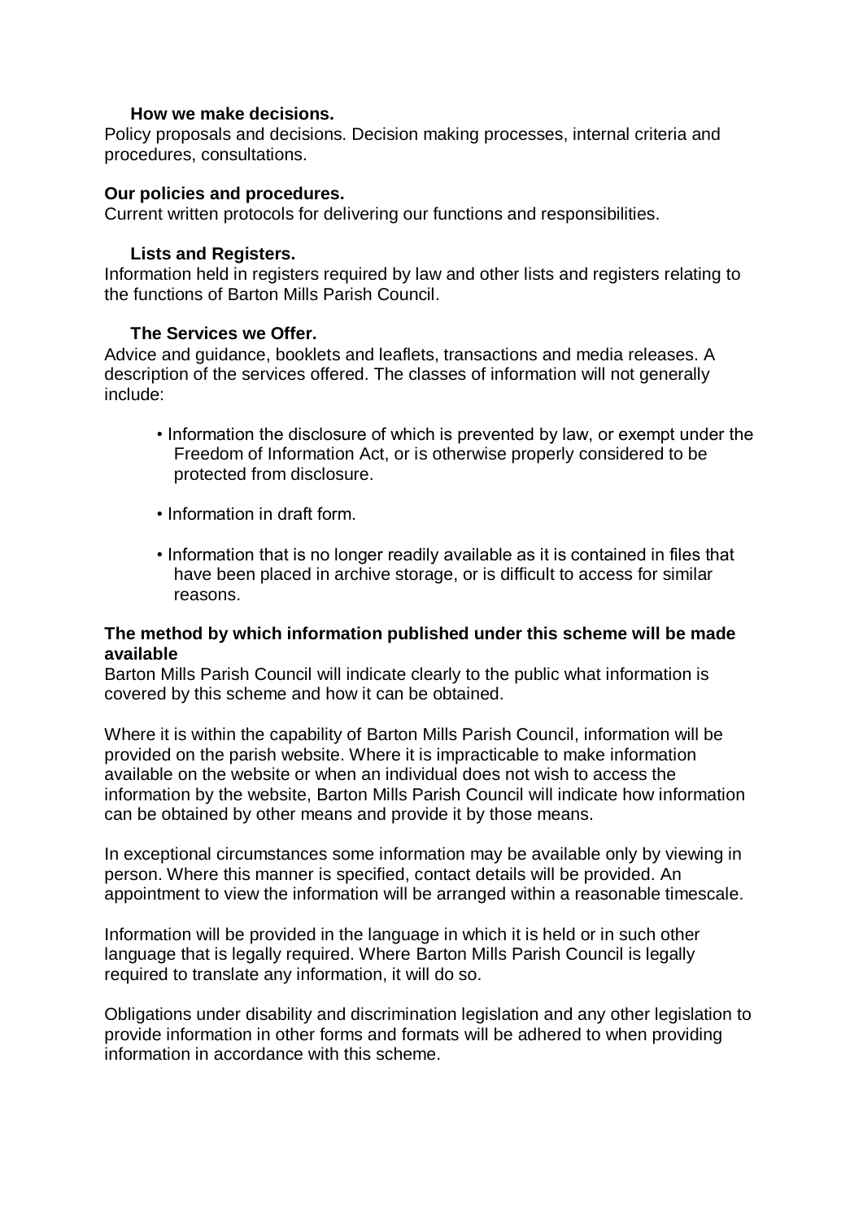**How we make decisions.**
Policy proposals and decisions. Decision making processes, internal criteria and procedures, consultations.

**Our policies and procedures.**
Current written protocols for delivering our functions and responsibilities.

**Lists and Registers.**
Information held in registers required by law and other lists and registers relating to the functions of Barton Mills Parish Council.

**The Services we Offer.**
Advice and guidance, booklets and leaflets, transactions and media releases. A description of the services offered. The classes of information will not generally include:

- Information the disclosure of which is prevented by law, or exempt under the Freedom of Information Act, or is otherwise properly considered to be protected from disclosure.
- Information in draft form.
- Information that is no longer readily available as it is contained in files that have been placed in archive storage, or is difficult to access for similar reasons.

**The method by which information published under this scheme will be made available**
Barton Mills Parish Council will indicate clearly to the public what information is covered by this scheme and how it can be obtained.

Where it is within the capability of Barton Mills Parish Council, information will be provided on the parish website. Where it is impracticable to make information available on the website or when an individual does not wish to access the information by the website, Barton Mills Parish Council will indicate how information can be obtained by other means and provide it by those means.

In exceptional circumstances some information may be available only by viewing in person. Where this manner is specified, contact details will be provided. An appointment to view the information will be arranged within a reasonable timescale.

Information will be provided in the language in which it is held or in such other language that is legally required. Where Barton Mills Parish Council is legally required to translate any information, it will do so.

Obligations under disability and discrimination legislation and any other legislation to provide information in other forms and formats will be adhered to when providing information in accordance with this scheme.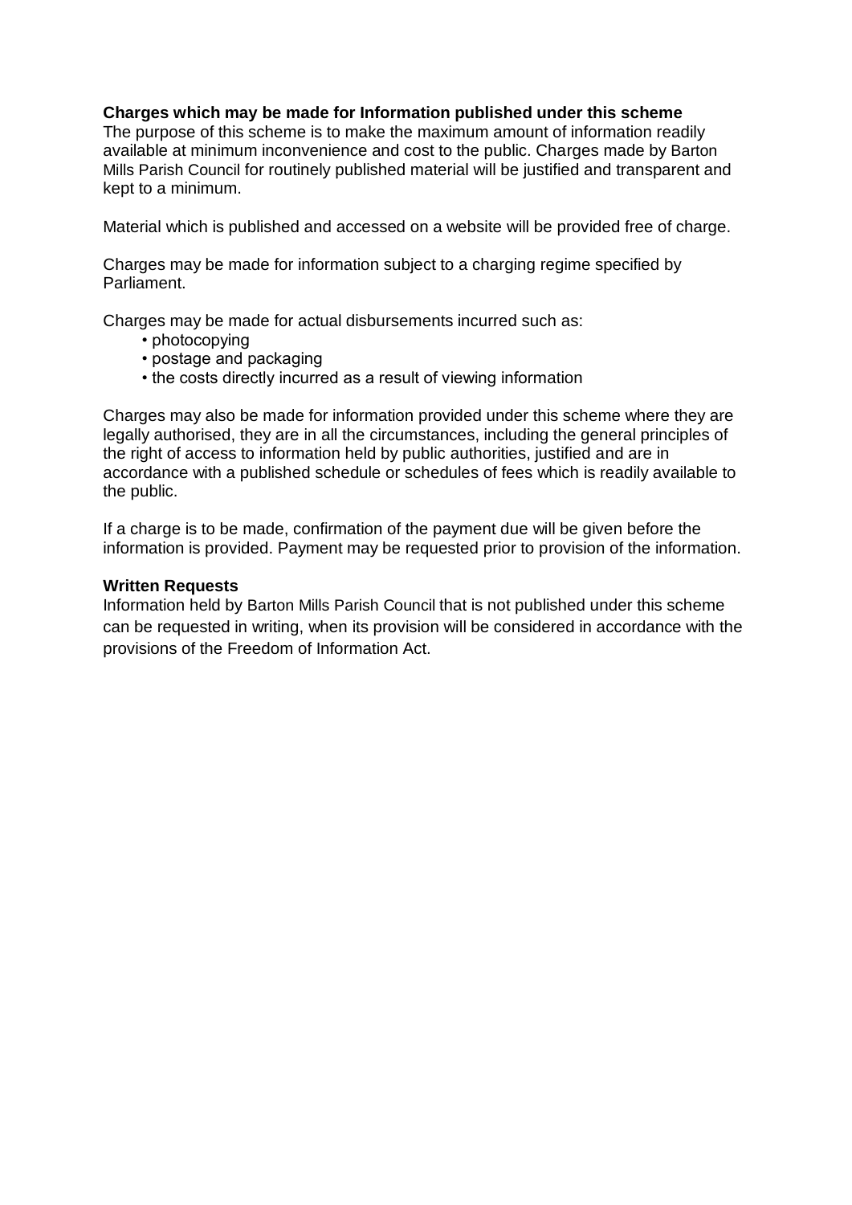**Charges which may be made for Information published under this scheme**

The purpose of this scheme is to make the maximum amount of information readily available at minimum inconvenience and cost to the public. Charges made by Barton Mills Parish Council for routinely published material will be justified and transparent and kept to a minimum.

Material which is published and accessed on a website will be provided free of charge.

Charges may be made for information subject to a charging regime specified by Parliament.

Charges may be made for actual disbursements incurred such as:

- photocopying
- postage and packaging
- the costs directly incurred as a result of viewing information

Charges may also be made for information provided under this scheme where they are legally authorised, they are in all the circumstances, including the general principles of the right of access to information held by public authorities, justified and are in accordance with a published schedule or schedules of fees which is readily available to the public.

If a charge is to be made, confirmation of the payment due will be given before the information is provided. Payment may be requested prior to provision of the information.

**Written Requests**

Information held by Barton Mills Parish Council that is not published under this scheme can be requested in writing, when its provision will be considered in accordance with the provisions of the Freedom of Information Act.